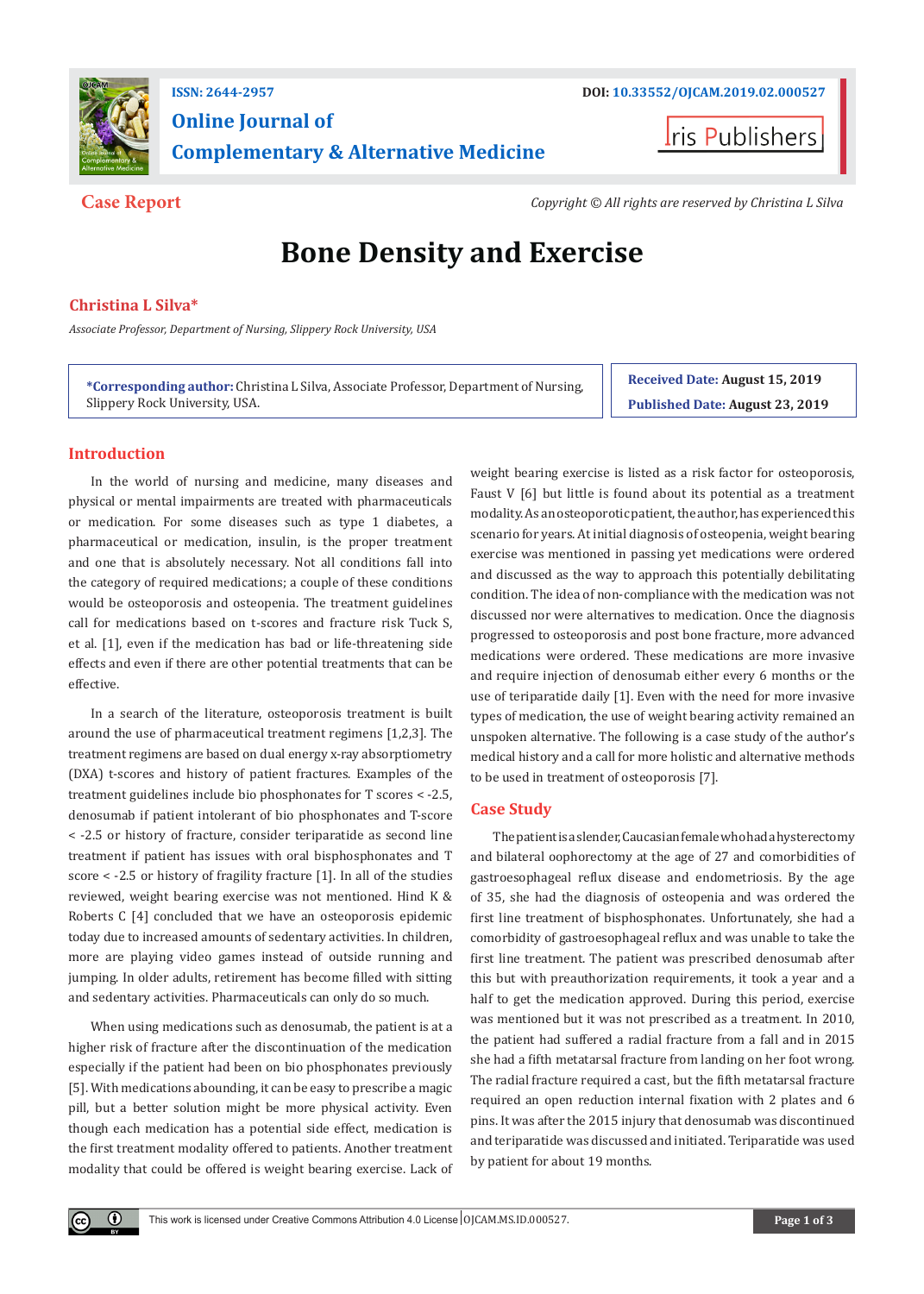ISSN: 2644-2957

DOI: 10.33552/OJCAM.2019.02.000527

# Online Journal of Complementary & Alternative Medicine

Iris Publishers

**Case Report**

*Copyright © All rights are reserved by Christina L Silva*

# Bone Density and Exercise

**Christina L Silva***

*Associate Professor, Department of Nursing, Slippery Rock University, USA*

***Corresponding author:** Christina L Silva, Associate Professor, Department of Nursing, Slippery Rock University, USA.

**Received Date:** August 15, 2019

**Published Date:** August 23, 2019

## Introduction

In the world of nursing and medicine, many diseases and physical or mental impairments are treated with pharmaceuticals or medication. For some diseases such as type 1 diabetes, a pharmaceutical or medication, insulin, is the proper treatment and one that is absolutely necessary. Not all conditions fall into the category of required medications; a couple of these conditions would be osteoporosis and osteopenia. The treatment guidelines call for medications based on t-scores and fracture risk Tuck S, et al. [1], even if the medication has bad or life-threatening side effects and even if there are other potential treatments that can be effective.

In a search of the literature, osteoporosis treatment is built around the use of pharmaceutical treatment regimens [1,2,3]. The treatment regimens are based on dual energy x-ray absorptiometry (DXA) t-scores and history of patient fractures. Examples of the treatment guidelines include bio phosphonates for T scores < -2.5, denosumab if patient intolerant of bio phosphonates and T-score < -2.5 or history of fracture, consider teriparatide as second line treatment if patient has issues with oral bisphosphonates and T score < -2.5 or history of fragility fracture [1]. In all of the studies reviewed, weight bearing exercise was not mentioned. Hind K & Roberts C [4] concluded that we have an osteoporosis epidemic today due to increased amounts of sedentary activities. In children, more are playing video games instead of outside running and jumping. In older adults, retirement has become filled with sitting and sedentary activities. Pharmaceuticals can only do so much.

When using medications such as denosumab, the patient is at a higher risk of fracture after the discontinuation of the medication especially if the patient had been on bio phosphonates previously [5]. With medications abounding, it can be easy to prescribe a magic pill, but a better solution might be more physical activity. Even though each medication has a potential side effect, medication is the first treatment modality offered to patients. Another treatment modality that could be offered is weight bearing exercise. Lack of weight bearing exercise is listed as a risk factor for osteoporosis, Faust V [6] but little is found about its potential as a treatment modality. As an osteoporotic patient, the author, has experienced this scenario for years. At initial diagnosis of osteopenia, weight bearing exercise was mentioned in passing yet medications were ordered and discussed as the way to approach this potentially debilitating condition. The idea of non-compliance with the medication was not discussed nor were alternatives to medication. Once the diagnosis progressed to osteoporosis and post bone fracture, more advanced medications were ordered. These medications are more invasive and require injection of denosumab either every 6 months or the use of teriparatide daily [1]. Even with the need for more invasive types of medication, the use of weight bearing activity remained an unspoken alternative. The following is a case study of the author's medical history and a call for more holistic and alternative methods to be used in treatment of osteoporosis [7].

## Case Study

The patient is a slender, Caucasian female who had a hysterectomy and bilateral oophorectomy at the age of 27 and comorbidities of gastroesophageal reflux disease and endometriosis. By the age of 35, she had the diagnosis of osteopenia and was ordered the first line treatment of bisphosphonates. Unfortunately, she had a comorbidity of gastroesophageal reflux and was unable to take the first line treatment. The patient was prescribed denosumab after this but with preauthorization requirements, it took a year and a half to get the medication approved. During this period, exercise was mentioned but it was not prescribed as a treatment. In 2010, the patient had suffered a radial fracture from a fall and in 2015 she had a fifth metatarsal fracture from landing on her foot wrong. The radial fracture required a cast, but the fifth metatarsal fracture required an open reduction internal fixation with 2 plates and 6 pins. It was after the 2015 injury that denosumab was discontinued and teriparatide was discussed and initiated. Teriparatide was used by patient for about 19 months.

This work is licensed under Creative Commons Attribution 4.0 License | OJCAM.MS.ID.000527.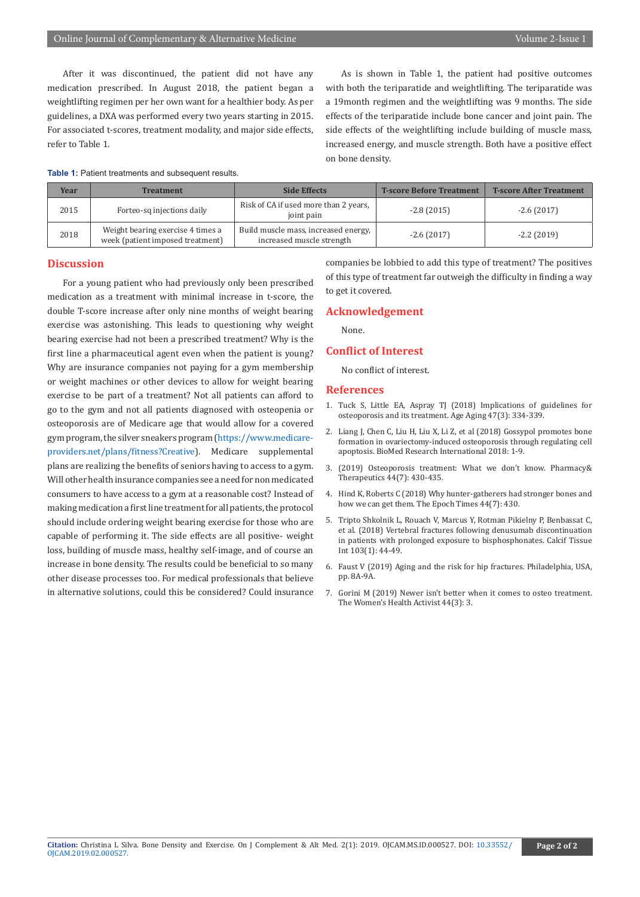After it was discontinued, the patient did not have any medication prescribed. In August 2018, the patient began a weightlifting regimen per her own want for a healthier body. As per guidelines, a DXA was performed every two years starting in 2015. For associated t-scores, treatment modality, and major side effects, refer to Table 1.

As is shown in Table 1, the patient had positive outcomes with both the teriparatide and weightlifting. The teriparatide was a 19month regimen and the weightlifting was 9 months. The side effects of the teriparatide include bone cancer and joint pain. The side effects of the weightlifting include building of muscle mass, increased energy, and muscle strength. Both have a positive effect on bone density.

**Table 1:** Patient treatments and subsequent results.

| Year | Treatment | Side Effects | T-score Before Treatment | T-score After Treatment |
|---|---|---|---|---|
| 2015 | Forteo-sq injections daily | Risk of CA if used more than 2 years, joint pain | -2.8 (2015) | -2.6 (2017) |
| 2018 | Weight bearing exercise 4 times a week (patient imposed treatment) | Build muscle mass, increased energy, increased muscle strength | -2.6 (2017) | -2.2 (2019) |

## Discussion

For a young patient who had previously only been prescribed medication as a treatment with minimal increase in t-score, the double T-score increase after only nine months of weight bearing exercise was astonishing. This leads to questioning why weight bearing exercise had not been a prescribed treatment? Why is the first line a pharmaceutical agent even when the patient is young? Why are insurance companies not paying for a gym membership or weight machines or other devices to allow for weight bearing exercise to be part of a treatment? Not all patients can afford to go to the gym and not all patients diagnosed with osteopenia or osteoporosis are of Medicare age that would allow for a covered gym program, the silver sneakers program (https://www.medicare-providers.net/plans/fitness?Creative). Medicare supplemental plans are realizing the benefits of seniors having to access to a gym. Will other health insurance companies see a need for non medicated consumers to have access to a gym at a reasonable cost? Instead of making medication a first line treatment for all patients, the protocol should include ordering weight bearing exercise for those who are capable of performing it. The side effects are all positive- weight loss, building of muscle mass, healthy self-image, and of course an increase in bone density. The results could be beneficial to so many other disease processes too. For medical professionals that believe in alternative solutions, could this be considered? Could insurance companies be lobbied to add this type of treatment? The positives of this type of treatment far outweigh the difficulty in finding a way to get it covered.

## Acknowledgement

None.

## Conflict of Interest

No conflict of interest.

## References

1. Tuck S, Little EA, Aspray TJ (2018) Implications of guidelines for osteoporosis and its treatment. Age Aging 47(3): 334-339.
2. Liang J, Chen C, Liu H, Liu X, Li Z, et al (2018) Gossypol promotes bone formation in ovariectomy-induced osteoporosis through regulating cell apoptosis. BioMed Research International 2018: 1-9.
3. (2019) Osteoporosis treatment: What we don't know. Pharmacy& Therapeutics 44(7): 430-435.
4. Hind K, Roberts C (2018) Why hunter-gatherers had stronger bones and how we can get them. The Epoch Times 44(7): 430.
5. Tripto Shkolnik L, Rouach V, Marcus Y, Rotman Pikielny P, Benbassat C, et al. (2018) Vertebral fractures following denusumab discontinuation in patients with prolonged exposure to bisphosphonates. Calcif Tissue Int 103(1): 44-49.
6. Faust V (2019) Aging and the risk for hip fractures. Philadelphia, USA, pp. 8A-9A.
7. Gorini M (2019) Newer isn't better when it comes to osteo treatment. The Women's Health Activist 44(3): 3.